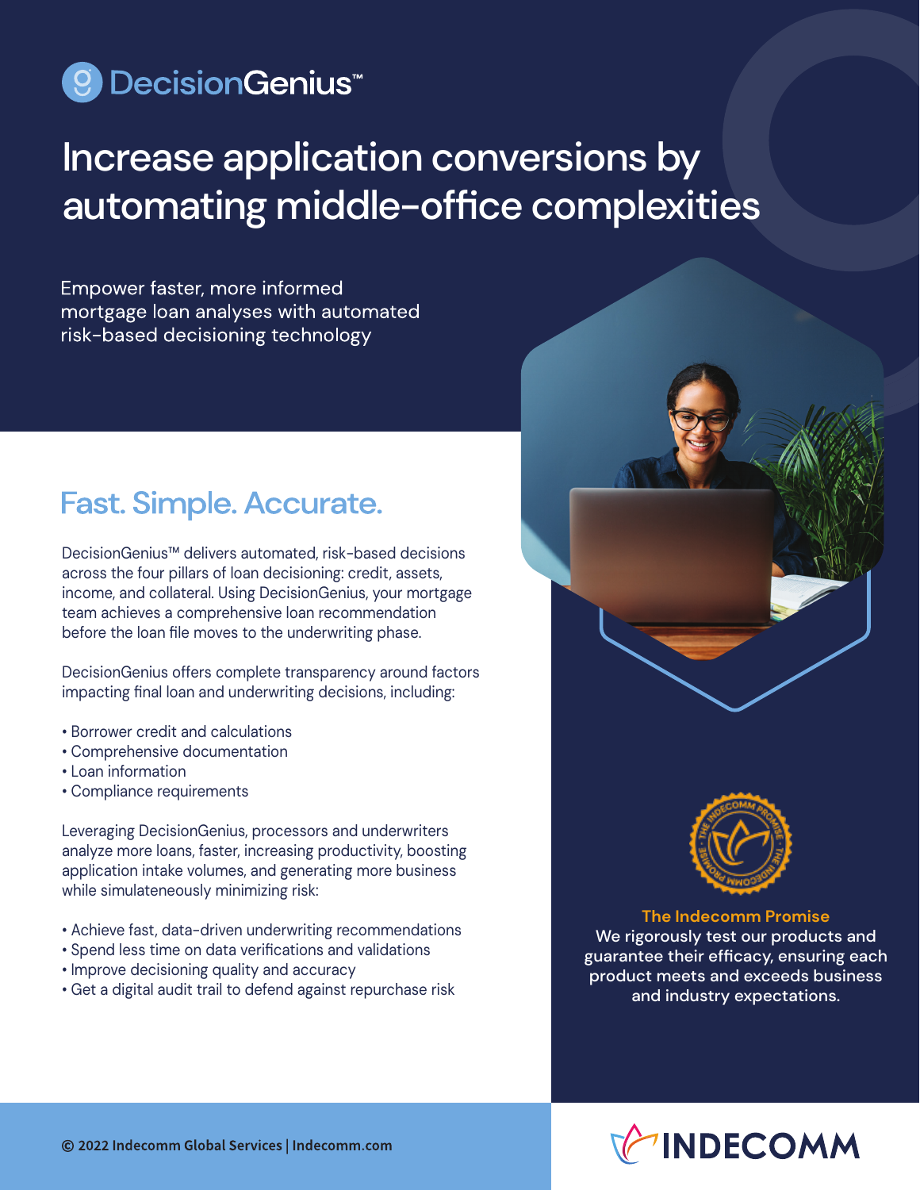DecisionGenius™

# Increase application conversions by automating middle-office complexities

Empower faster, more informed mortgage loan analyses with automated risk-based decisioning technology

## Fast. Simple. Accurate.

DecisionGenius™ delivers automated, risk-based decisions across the four pillars of loan decisioning: credit, assets, income, and collateral. Using DecisionGenius, your mortgage team achieves a comprehensive loan recommendation before the loan file moves to the underwriting phase.

DecisionGenius offers complete transparency around factors impacting final loan and underwriting decisions, including:

- Borrower credit and calculations
- Comprehensive documentation
- Loan information
- Compliance requirements

Leveraging DecisionGenius, processors and underwriters analyze more loans, faster, increasing productivity, boosting application intake volumes, and generating more business while simulateneously minimizing risk:

- Achieve fast, data-driven underwriting recommendations
- Spend less time on data verifications and validations
- Improve decisioning quality and accuracy
- Get a digital audit trail to defend against repurchase risk

**The Indecomm Promise**
We rigorously test our products and guarantee their efficacy, ensuring each product meets and exceeds business and industry expectations.

© 2022 Indecomm Global Services | Indecomm.com

INDECOMM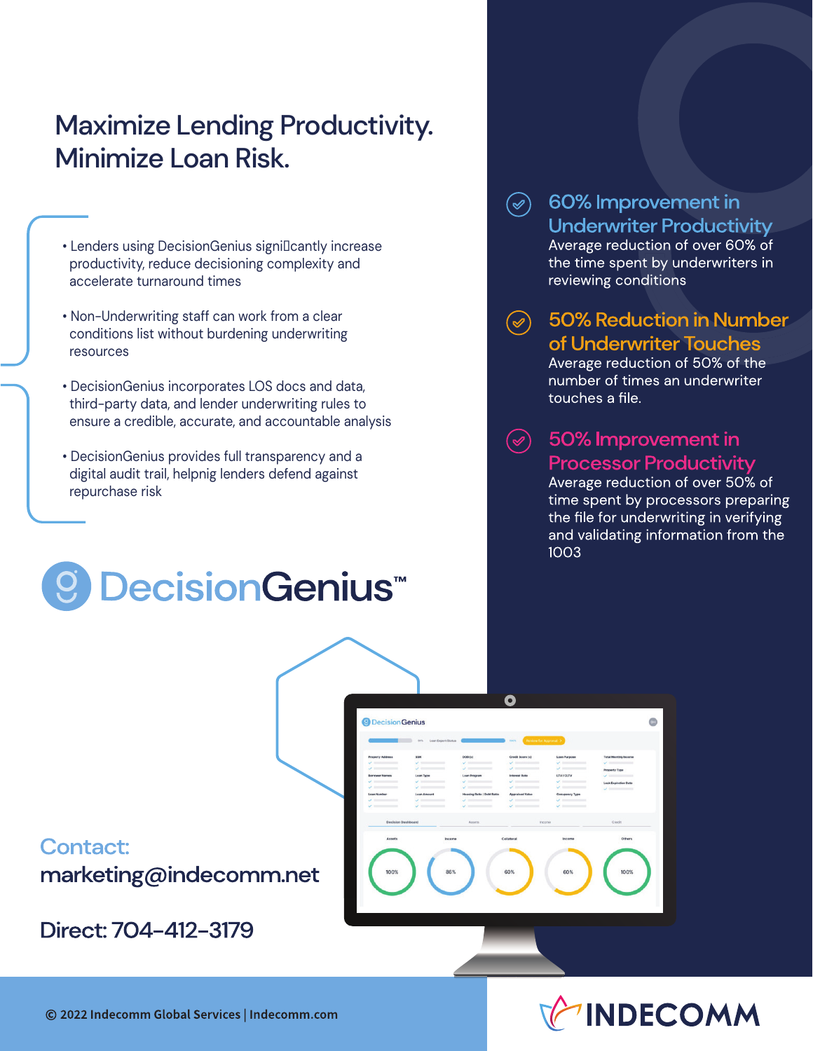# Maximize Lending Productivity. Minimize Loan Risk.

- Lenders using DecisionGenius signi cantly increase productivity, reduce decisioning complexity and accelerate turnaround times
- Non-Underwriting staff can work from a clear conditions list without burdening underwriting resources
- DecisionGenius incorporates LOS docs and data, third-party data, and lender underwriting rules to ensure a credible, accurate, and accountable analysis
- DecisionGenius provides full transparency and a digital audit trail, helpnig lenders defend against repurchase risk

## 60% Improvement in Underwriter Productivity

Average reduction of over 60% of the time spent by underwriters in reviewing conditions

## 50% Reduction in Number of Underwriter Touches

Average reduction of 50% of the number of times an underwriter touches a file.

## 50% Improvement in Processor Productivity

Average reduction of over 50% of time spent by processors preparing the file for underwriting in verifying and validating information from the 1003

DecisionGenius™

**Contact:**
marketing@indecomm.net

Direct: 704-412-3179

© 2022 Indecomm Global Services | Indecomm.com

INDECOMM